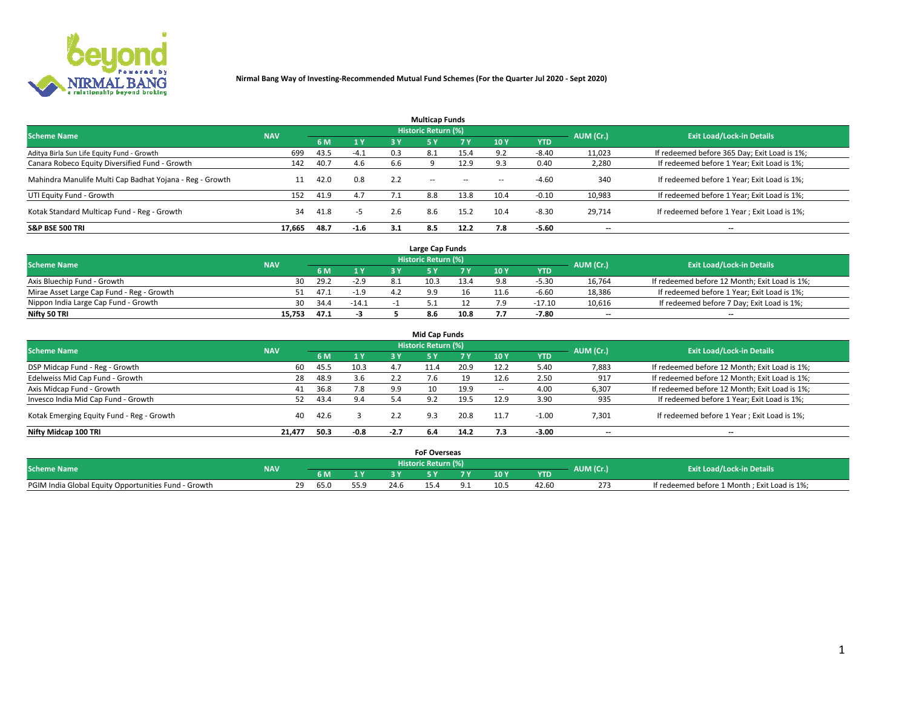**Nirmal Bang Way of Investing-Recommended Mutual Fund Schemes (For the Quarter Jul 2020 - Sept 2020)**

## Multicap Funds

| Scheme Name | NAV | Historic Return (%) | | | | | | | AUM (Cr.) | Exit Load/Lock-in Details |
|---|---|---|---|---|---|---|---|---|---|---|
| | | 6 M | 1 Y | 3 Y | 5 Y | 7 Y | 10 Y | YTD | | |
| Aditya Birla Sun Life Equity Fund - Growth | 699 | 43.5 | -4.1 | 0.3 | 8.1 | 15.4 | 9.2 | -8.40 | 11,023 | If redeemed before 365 Day; Exit Load is 1%; |
| Canara Robeco Equity Diversified Fund - Growth | 142 | 40.7 | 4.6 | 6.6 | 9 | 12.9 | 9.3 | 0.40 | 2,280 | If redeemed before 1 Year; Exit Load is 1%; |
| Mahindra Manulife Multi Cap Badhat Yojana - Reg - Growth | 11 | 42.0 | 0.8 | 2.2 | -- | -- | -- | -4.60 | 340 | If redeemed before 1 Year; Exit Load is 1%; |
| UTI Equity Fund - Growth | 152 | 41.9 | 4.7 | 7.1 | 8.8 | 13.8 | 10.4 | -0.10 | 10,983 | If redeemed before 1 Year; Exit Load is 1%; |
| Kotak Standard Multicap Fund - Reg - Growth | 34 | 41.8 | -5 | 2.6 | 8.6 | 15.2 | 10.4 | -8.30 | 29,714 | If redeemed before 1 Year ; Exit Load is 1%; |
| **S&P BSE 500 TRI** | **17,665** | **48.7** | **-1.6** | **3.1** | **8.5** | **12.2** | **7.8** | **-5.60** | **--** | **--** |

## Large Cap Funds

| Scheme Name | NAV | Historic Return (%) | | | | | | | AUM (Cr.) | Exit Load/Lock-in Details |
|---|---|---|---|---|---|---|---|---|---|---|
| | | 6 M | 1 Y | 3 Y | 5 Y | 7 Y | 10 Y | YTD | | |
| Axis Bluechip Fund - Growth | 30 | 29.2 | -2.9 | 8.1 | 10.3 | 13.4 | 9.8 | -5.30 | 16,764 | If redeemed before 12 Month; Exit Load is 1%; |
| Mirae Asset Large Cap Fund - Reg - Growth | 51 | 47.1 | -1.9 | 4.2 | 9.9 | 16 | 11.6 | -6.60 | 18,386 | If redeemed before 1 Year; Exit Load is 1%; |
| Nippon India Large Cap Fund - Growth | 30 | 34.4 | -14.1 | -1 | 5.1 | 12 | 7.9 | -17.10 | 10,616 | If redeemed before 7 Day; Exit Load is 1%; |
| **Nifty 50 TRI** | **15,753** | **47.1** | **-3** | **5** | **8.6** | **10.8** | **7.7** | **-7.80** | **--** | **--** |

## Mid Cap Funds

| Scheme Name | NAV | Historic Return (%) | | | | | | | AUM (Cr.) | Exit Load/Lock-in Details |
|---|---|---|---|---|---|---|---|---|---|---|
| | | 6 M | 1 Y | 3 Y | 5 Y | 7 Y | 10 Y | YTD | | |
| DSP Midcap Fund - Reg - Growth | 60 | 45.5 | 10.3 | 4.7 | 11.4 | 20.9 | 12.2 | 5.40 | 7,883 | If redeemed before 12 Month; Exit Load is 1%; |
| Edelweiss Mid Cap Fund - Growth | 28 | 48.9 | 3.6 | 2.2 | 7.6 | 19 | 12.6 | 2.50 | 917 | If redeemed before 12 Month; Exit Load is 1%; |
| Axis Midcap Fund - Growth | 41 | 36.8 | 7.8 | 9.9 | 10 | 19.9 | -- | 4.00 | 6,307 | If redeemed before 12 Month; Exit Load is 1%; |
| Invesco India Mid Cap Fund - Growth | 52 | 43.4 | 9.4 | 5.4 | 9.2 | 19.5 | 12.9 | 3.90 | 935 | If redeemed before 1 Year; Exit Load is 1%; |
| Kotak Emerging Equity Fund - Reg - Growth | 40 | 42.6 | 3 | 2.2 | 9.3 | 20.8 | 11.7 | -1.00 | 7,301 | If redeemed before 1 Year ; Exit Load is 1%; |
| **Nifty Midcap 100 TRI** | **21,477** | **50.3** | **-0.8** | **-2.7** | **6.4** | **14.2** | **7.3** | **-3.00** | **--** | **--** |

## FoF Overseas

| Scheme Name | NAV | Historic Return (%) | | | | | | | AUM (Cr.) | Exit Load/Lock-in Details |
|---|---|---|---|---|---|---|---|---|---|---|
| | | 6 M | 1 Y | 3 Y | 5 Y | 7 Y | 10 Y | YTD | | |
| PGIM India Global Equity Opportunities Fund - Growth | 29 | 65.0 | 55.9 | 24.6 | 15.4 | 9.1 | 10.5 | 42.60 | 273 | If redeemed before 1 Month ; Exit Load is 1%; |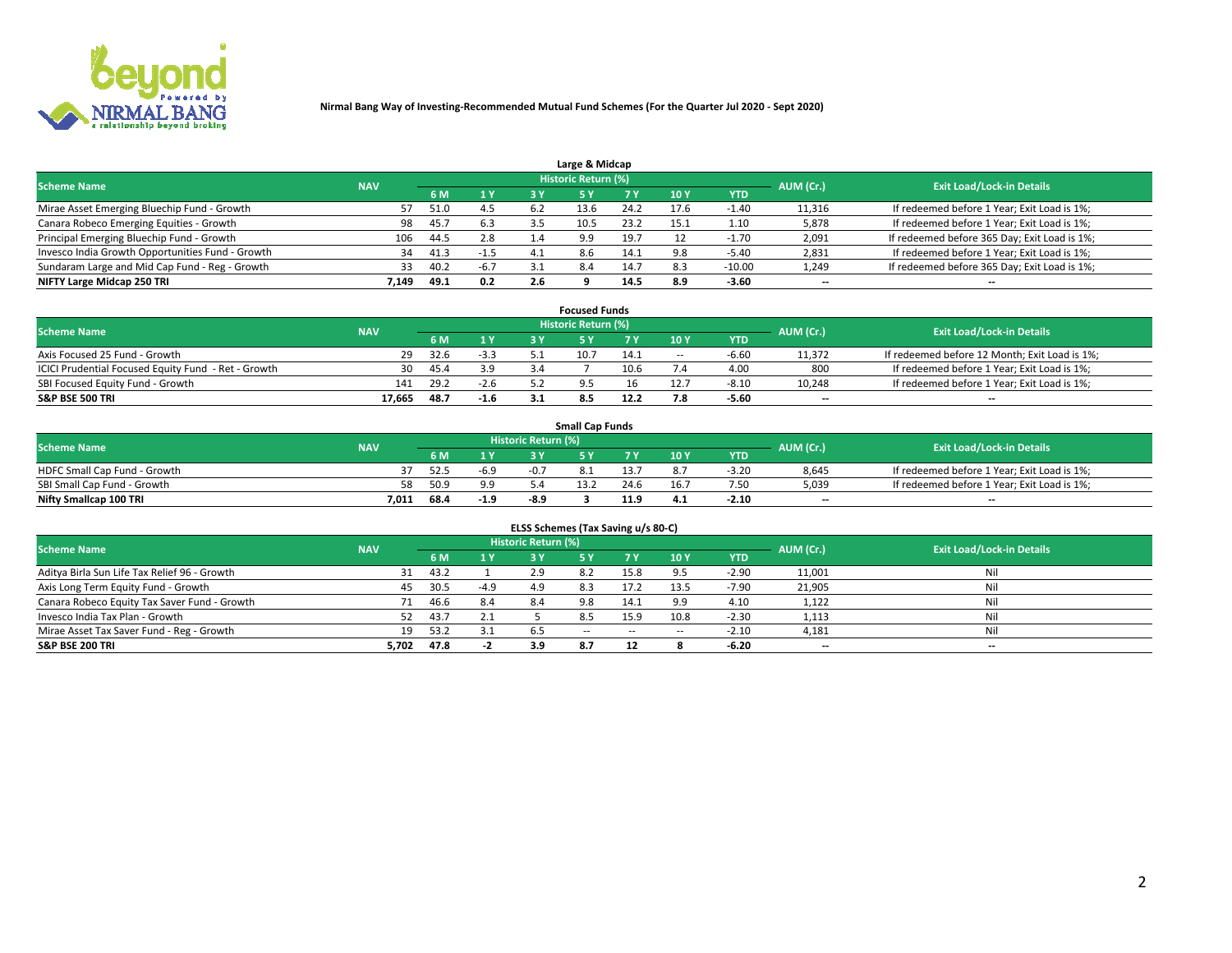**Nirmal Bang Way of Investing-Recommended Mutual Fund Schemes (For the Quarter Jul 2020 - Sept 2020)**

### Large & Midcap

| Scheme Name | NAV | Historic Return (%) | | | | | | | AUM (Cr.) | Exit Load/Lock-in Details |
|---|---|---|---|---|---|---|---|---|---|---|
| | | 6 M | 1 Y | 3 Y | 5 Y | 7 Y | 10 Y | YTD | | |
| Mirae Asset Emerging Bluechip Fund - Growth | 57 | 51.0 | 4.5 | 6.2 | 13.6 | 24.2 | 17.6 | -1.40 | 11,316 | If redeemed before 1 Year; Exit Load is 1%; |
| Canara Robeco Emerging Equities - Growth | 98 | 45.7 | 6.3 | 3.5 | 10.5 | 23.2 | 15.1 | 1.10 | 5,878 | If redeemed before 1 Year; Exit Load is 1%; |
| Principal Emerging Bluechip Fund - Growth | 106 | 44.5 | 2.8 | 1.4 | 9.9 | 19.7 | 12 | -1.70 | 2,091 | If redeemed before 365 Day; Exit Load is 1%; |
| Invesco India Growth Opportunities Fund - Growth | 34 | 41.3 | -1.5 | 4.1 | 8.6 | 14.1 | 9.8 | -5.40 | 2,831 | If redeemed before 1 Year; Exit Load is 1%; |
| Sundaram Large and Mid Cap Fund - Reg - Growth | 33 | 40.2 | -6.7 | 3.1 | 8.4 | 14.7 | 8.3 | -10.00 | 1,249 | If redeemed before 365 Day; Exit Load is 1%; |
| **NIFTY Large Midcap 250 TRI** | **7,149** | **49.1** | **0.2** | **2.6** | **9** | **14.5** | **8.9** | **-3.60** | **--** | **--** |

### Focused Funds

| Scheme Name | NAV | Historic Return (%) | | | | | | | AUM (Cr.) | Exit Load/Lock-in Details |
|---|---|---|---|---|---|---|---|---|---|---|
| | | 6 M | 1 Y | 3 Y | 5 Y | 7 Y | 10 Y | YTD | | |
| Axis Focused 25 Fund - Growth | 29 | 32.6 | -3.3 | 5.1 | 10.7 | 14.1 | -- | -6.60 | 11,372 | If redeemed before 12 Month; Exit Load is 1%; |
| ICICI Prudential Focused Equity Fund - Ret - Growth | 30 | 45.4 | 3.9 | 3.4 | 7 | 10.6 | 7.4 | 4.00 | 800 | If redeemed before 1 Year; Exit Load is 1%; |
| SBI Focused Equity Fund - Growth | 141 | 29.2 | -2.6 | 5.2 | 9.5 | 16 | 12.7 | -8.10 | 10,248 | If redeemed before 1 Year; Exit Load is 1%; |
| **S&P BSE 500 TRI** | **17,665** | **48.7** | **-1.6** | **3.1** | **8.5** | **12.2** | **7.8** | **-5.60** | **--** | **--** |

### Small Cap Funds

| Scheme Name | NAV | Historic Return (%) | | | | | | | AUM (Cr.) | Exit Load/Lock-in Details |
|---|---|---|---|---|---|---|---|---|---|---|
| | | 6 M | 1 Y | 3 Y | 5 Y | 7 Y | 10 Y | YTD | | |
| HDFC Small Cap Fund - Growth | 37 | 52.5 | -6.9 | -0.7 | 8.1 | 13.7 | 8.7 | -3.20 | 8,645 | If redeemed before 1 Year; Exit Load is 1%; |
| SBI Small Cap Fund - Growth | 58 | 50.9 | 9.9 | 5.4 | 13.2 | 24.6 | 16.7 | 7.50 | 5,039 | If redeemed before 1 Year; Exit Load is 1%; |
| **Nifty Smallcap 100 TRI** | **7,011** | **68.4** | **-1.9** | **-8.9** | **3** | **11.9** | **4.1** | **-2.10** | **--** | **--** |

### ELSS Schemes (Tax Saving u/s 80-C)

| Scheme Name | NAV | Historic Return (%) | | | | | | | AUM (Cr.) | Exit Load/Lock-in Details |
|---|---|---|---|---|---|---|---|---|---|---|
| | | 6 M | 1 Y | 3 Y | 5 Y | 7 Y | 10 Y | YTD | | |
| Aditya Birla Sun Life Tax Relief 96 - Growth | 31 | 43.2 | 1 | 2.9 | 8.2 | 15.8 | 9.5 | -2.90 | 11,001 | Nil |
| Axis Long Term Equity Fund - Growth | 45 | 30.5 | -4.9 | 4.9 | 8.3 | 17.2 | 13.5 | -7.90 | 21,905 | Nil |
| Canara Robeco Equity Tax Saver Fund - Growth | 71 | 46.6 | 8.4 | 8.4 | 9.8 | 14.1 | 9.9 | 4.10 | 1,122 | Nil |
| Invesco India Tax Plan - Growth | 52 | 43.7 | 2.1 | 5 | 8.5 | 15.9 | 10.8 | -2.30 | 1,113 | Nil |
| Mirae Asset Tax Saver Fund - Reg - Growth | 19 | 53.2 | 3.1 | 6.5 | -- | -- | -- | -2.10 | 4,181 | Nil |
| **S&P BSE 200 TRI** | **5,702** | **47.8** | **-2** | **3.9** | **8.7** | **12** | **8** | **-6.20** | **--** | **--** |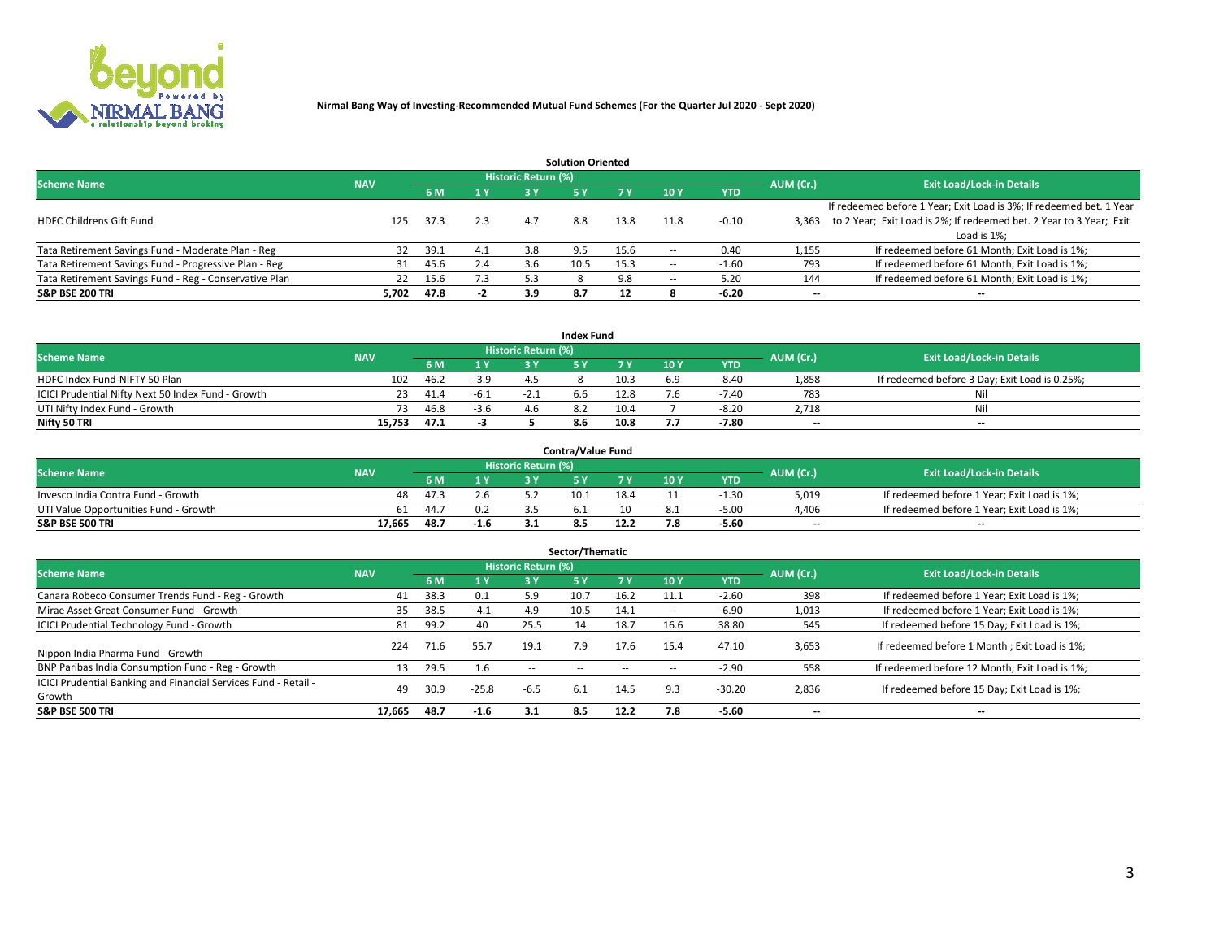**Nirmal Bang Way of Investing-Recommended Mutual Fund Schemes (For the Quarter Jul 2020 - Sept 2020)**

## Solution Oriented

| Scheme Name | NAV | Historic Return (%) | | | | | | | AUM (Cr.) | Exit Load/Lock-in Details |
|---|---|---|---|---|---|---|---|---|---|---|
| | | 6 M | 1 Y | 3 Y | 5 Y | 7 Y | 10 Y | YTD | | |
| HDFC Childrens Gift Fund | 125 | 37.3 | 2.3 | 4.7 | 8.8 | 13.8 | 11.8 | -0.10 | 3,363 | If redeemed before 1 Year; Exit Load is 3%; If redeemed bet. 1 Year to 2 Year; Exit Load is 2%; If redeemed bet. 2 Year to 3 Year; Exit Load is 1%; |
| Tata Retirement Savings Fund - Moderate Plan - Reg | 32 | 39.1 | 4.1 | 3.8 | 9.5 | 15.6 | -- | 0.40 | 1,155 | If redeemed before 61 Month; Exit Load is 1%; |
| Tata Retirement Savings Fund - Progressive Plan - Reg | 31 | 45.6 | 2.4 | 3.6 | 10.5 | 15.3 | -- | -1.60 | 793 | If redeemed before 61 Month; Exit Load is 1%; |
| Tata Retirement Savings Fund - Reg - Conservative Plan | 22 | 15.6 | 7.3 | 5.3 | 8 | 9.8 | -- | 5.20 | 144 | If redeemed before 61 Month; Exit Load is 1%; |
| **S&P BSE 200 TRI** | **5,702** | **47.8** | **-2** | **3.9** | **8.7** | **12** | **8** | **-6.20** | **--** | **--** |

## Index Fund

| Scheme Name | NAV | Historic Return (%) | | | | | | | AUM (Cr.) | Exit Load/Lock-in Details |
|---|---|---|---|---|---|---|---|---|---|---|
| | | 6 M | 1 Y | 3 Y | 5 Y | 7 Y | 10 Y | YTD | | |
| HDFC Index Fund-NIFTY 50 Plan | 102 | 46.2 | -3.9 | 4.5 | 8 | 10.3 | 6.9 | -8.40 | 1,858 | If redeemed before 3 Day; Exit Load is 0.25%; |
| ICICI Prudential Nifty Next 50 Index Fund - Growth | 23 | 41.4 | -6.1 | -2.1 | 6.6 | 12.8 | 7.6 | -7.40 | 783 | Nil |
| UTI Nifty Index Fund - Growth | 73 | 46.8 | -3.6 | 4.6 | 8.2 | 10.4 | 7 | -8.20 | 2,718 | Nil |
| **Nifty 50 TRI** | **15,753** | **47.1** | **-3** | **5** | **8.6** | **10.8** | **7.7** | **-7.80** | **--** | **--** |

## Contra/Value Fund

| Scheme Name | NAV | Historic Return (%) | | | | | | | AUM (Cr.) | Exit Load/Lock-in Details |
|---|---|---|---|---|---|---|---|---|---|---|
| | | 6 M | 1 Y | 3 Y | 5 Y | 7 Y | 10 Y | YTD | | |
| Invesco India Contra Fund - Growth | 48 | 47.3 | 2.6 | 5.2 | 10.1 | 18.4 | 11 | -1.30 | 5,019 | If redeemed before 1 Year; Exit Load is 1%; |
| UTI Value Opportunities Fund - Growth | 61 | 44.7 | 0.2 | 3.5 | 6.1 | 10 | 8.1 | -5.00 | 4,406 | If redeemed before 1 Year; Exit Load is 1%; |
| **S&P BSE 500 TRI** | **17,665** | **48.7** | **-1.6** | **3.1** | **8.5** | **12.2** | **7.8** | **-5.60** | **--** | **--** |

## Sector/Thematic

| Scheme Name | NAV | Historic Return (%) | | | | | | | AUM (Cr.) | Exit Load/Lock-in Details |
|---|---|---|---|---|---|---|---|---|---|---|
| | | 6 M | 1 Y | 3 Y | 5 Y | 7 Y | 10 Y | YTD | | |
| Canara Robeco Consumer Trends Fund - Reg - Growth | 41 | 38.3 | 0.1 | 5.9 | 10.7 | 16.2 | 11.1 | -2.60 | 398 | If redeemed before 1 Year; Exit Load is 1%; |
| Mirae Asset Great Consumer Fund - Growth | 35 | 38.5 | -4.1 | 4.9 | 10.5 | 14.1 | -- | -6.90 | 1,013 | If redeemed before 1 Year; Exit Load is 1%; |
| ICICI Prudential Technology Fund - Growth | 81 | 99.2 | 40 | 25.5 | 14 | 18.7 | 16.6 | 38.80 | 545 | If redeemed before 15 Day; Exit Load is 1%; |
| Nippon India Pharma Fund - Growth | 224 | 71.6 | 55.7 | 19.1 | 7.9 | 17.6 | 15.4 | 47.10 | 3,653 | If redeemed before 1 Month ; Exit Load is 1%; |
| BNP Paribas India Consumption Fund - Reg - Growth | 13 | 29.5 | 1.6 | -- | -- | -- | -- | -2.90 | 558 | If redeemed before 12 Month; Exit Load is 1%; |
| ICICI Prudential Banking and Financial Services Fund - Retail - Growth | 49 | 30.9 | -25.8 | -6.5 | 6.1 | 14.5 | 9.3 | -30.20 | 2,836 | If redeemed before 15 Day; Exit Load is 1%; |
| **S&P BSE 500 TRI** | **17,665** | **48.7** | **-1.6** | **3.1** | **8.5** | **12.2** | **7.8** | **-5.60** | **--** | **--** |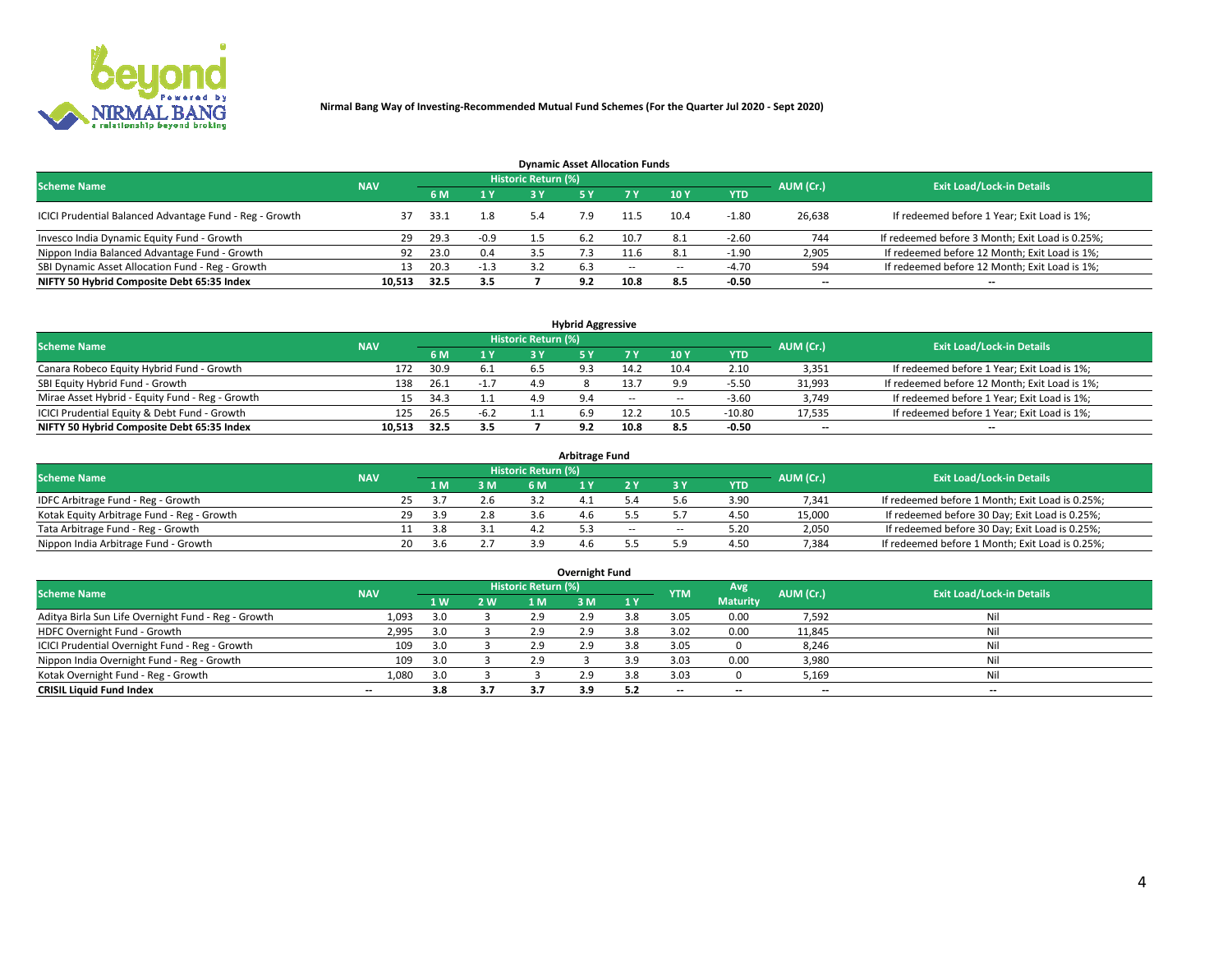**Nirmal Bang Way of Investing-Recommended Mutual Fund Schemes (For the Quarter Jul 2020 - Sept 2020)**

### Dynamic Asset Allocation Funds

| Scheme Name | NAV | Historic Return (%) | | | | | | | AUM (Cr.) | Exit Load/Lock-in Details |
|---|---|---|---|---|---|---|---|---|---|---|
| | | 6 M | 1 Y | 3 Y | 5 Y | 7 Y | 10 Y | YTD | | |
| ICICI Prudential Balanced Advantage Fund - Reg - Growth | 37 | 33.1 | 1.8 | 5.4 | 7.9 | 11.5 | 10.4 | -1.80 | 26,638 | If redeemed before 1 Year; Exit Load is 1%; |
| Invesco India Dynamic Equity Fund - Growth | 29 | 29.3 | -0.9 | 1.5 | 6.2 | 10.7 | 8.1 | -2.60 | 744 | If redeemed before 3 Month; Exit Load is 0.25%; |
| Nippon India Balanced Advantage Fund - Growth | 92 | 23.0 | 0.4 | 3.5 | 7.3 | 11.6 | 8.1 | -1.90 | 2,905 | If redeemed before 12 Month; Exit Load is 1%; |
| SBI Dynamic Asset Allocation Fund - Reg - Growth | 13 | 20.3 | -1.3 | 3.2 | 6.3 | -- | -- | -4.70 | 594 | If redeemed before 12 Month; Exit Load is 1%; |
| **NIFTY 50 Hybrid Composite Debt 65:35 Index** | **10,513** | **32.5** | **3.5** | **7** | **9.2** | **10.8** | **8.5** | **-0.50** | **--** | **--** |

### Hybrid Aggressive

| Scheme Name | NAV | Historic Return (%) | | | | | | | AUM (Cr.) | Exit Load/Lock-in Details |
|---|---|---|---|---|---|---|---|---|---|---|
| | | 6 M | 1 Y | 3 Y | 5 Y | 7 Y | 10 Y | YTD | | |
| Canara Robeco Equity Hybrid Fund - Growth | 172 | 30.9 | 6.1 | 6.5 | 9.3 | 14.2 | 10.4 | 2.10 | 3,351 | If redeemed before 1 Year; Exit Load is 1%; |
| SBI Equity Hybrid Fund - Growth | 138 | 26.1 | -1.7 | 4.9 | 8 | 13.7 | 9.9 | -5.50 | 31,993 | If redeemed before 12 Month; Exit Load is 1%; |
| Mirae Asset Hybrid - Equity Fund - Reg - Growth | 15 | 34.3 | 1.1 | 4.9 | 9.4 | -- | -- | -3.60 | 3,749 | If redeemed before 1 Year; Exit Load is 1%; |
| ICICI Prudential Equity & Debt Fund - Growth | 125 | 26.5 | -6.2 | 1.1 | 6.9 | 12.2 | 10.5 | -10.80 | 17,535 | If redeemed before 1 Year; Exit Load is 1%; |
| **NIFTY 50 Hybrid Composite Debt 65:35 Index** | **10,513** | **32.5** | **3.5** | **7** | **9.2** | **10.8** | **8.5** | **-0.50** | **--** | **--** |

### Arbitrage Fund

| Scheme Name | NAV | Historic Return (%) | | | | | | | AUM (Cr.) | Exit Load/Lock-in Details |
|---|---|---|---|---|---|---|---|---|---|---|
| | | 1 M | 3 M | 6 M | 1 Y | 2 Y | 3 Y | YTD | | |
| IDFC Arbitrage Fund - Reg - Growth | 25 | 3.7 | 2.6 | 3.2 | 4.1 | 5.4 | 5.6 | 3.90 | 7,341 | If redeemed before 1 Month; Exit Load is 0.25%; |
| Kotak Equity Arbitrage Fund - Reg - Growth | 29 | 3.9 | 2.8 | 3.6 | 4.6 | 5.5 | 5.7 | 4.50 | 15,000 | If redeemed before 30 Day; Exit Load is 0.25%; |
| Tata Arbitrage Fund - Reg - Growth | 11 | 3.8 | 3.1 | 4.2 | 5.3 | -- | -- | 5.20 | 2,050 | If redeemed before 30 Day; Exit Load is 0.25%; |
| Nippon India Arbitrage Fund - Growth | 20 | 3.6 | 2.7 | 3.9 | 4.6 | 5.5 | 5.9 | 4.50 | 7,384 | If redeemed before 1 Month; Exit Load is 0.25%; |

### Overnight Fund

| Scheme Name | NAV | Historic Return (%) | | | | | YTM | Avg Maturity | AUM (Cr.) | Exit Load/Lock-in Details |
|---|---|---|---|---|---|---|---|---|---|---|
| | | 1 W | 2 W | 1 M | 3 M | 1 Y | | | | |
| Aditya Birla Sun Life Overnight Fund - Reg - Growth | 1,093 | 3.0 | 3 | 2.9 | 2.9 | 3.8 | 3.05 | 0.00 | 7,592 | Nil |
| HDFC Overnight Fund - Growth | 2,995 | 3.0 | 3 | 2.9 | 2.9 | 3.8 | 3.02 | 0.00 | 11,845 | Nil |
| ICICI Prudential Overnight Fund - Reg - Growth | 109 | 3.0 | 3 | 2.9 | 2.9 | 3.8 | 3.05 | 0 | 8,246 | Nil |
| Nippon India Overnight Fund - Reg - Growth | 109 | 3.0 | 3 | 2.9 | 3 | 3.9 | 3.03 | 0.00 | 3,980 | Nil |
| Kotak Overnight Fund - Reg - Growth | 1,080 | 3.0 | 3 | 3 | 2.9 | 3.8 | 3.03 | 0 | 5,169 | Nil |
| **CRISIL Liquid Fund Index** | **--** | **3.8** | **3.7** | **3.7** | **3.9** | **5.2** | **--** | **--** | **--** | **--** |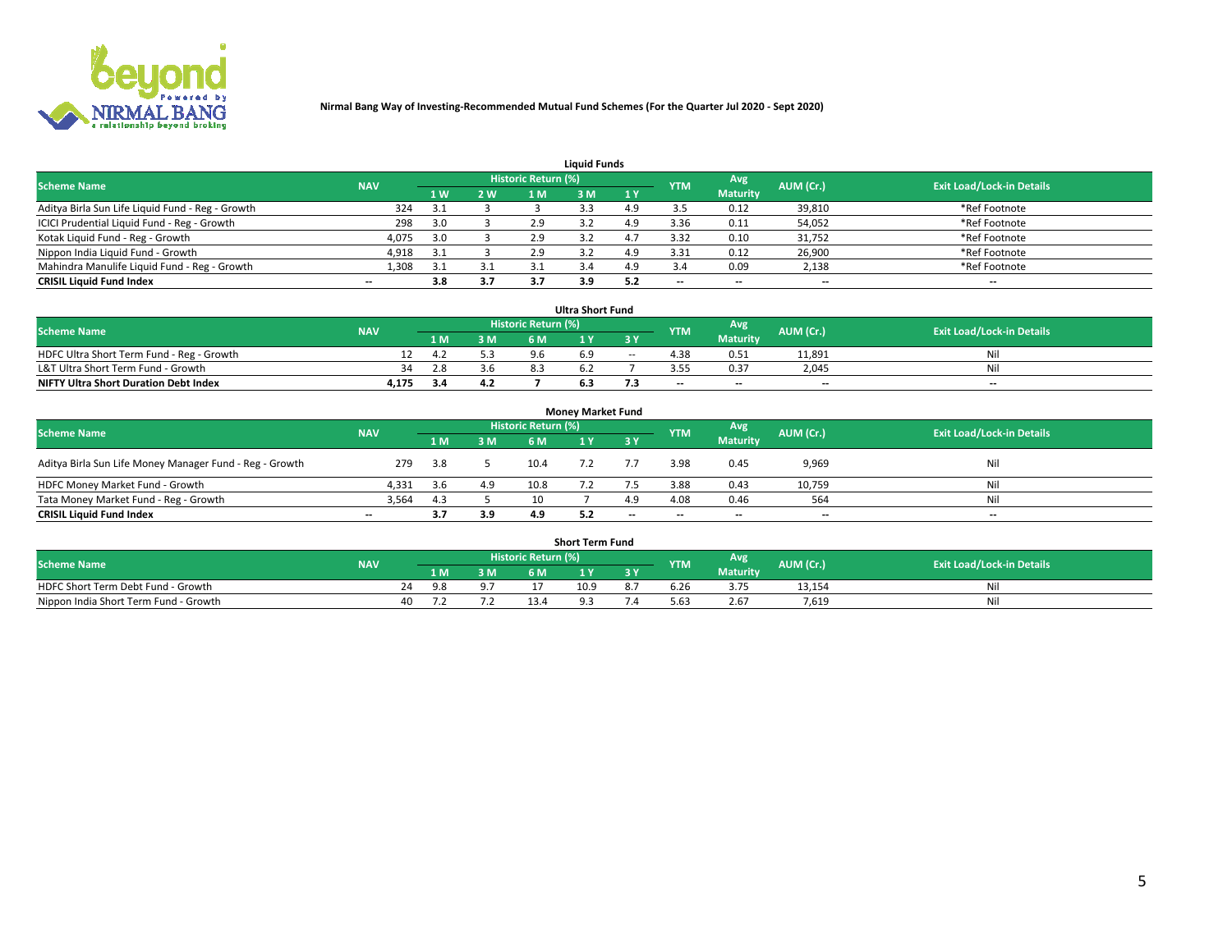## Nirmal Bang Way of Investing-Recommended Mutual Fund Schemes (For the Quarter Jul 2020 - Sept 2020)

### Liquid Funds

| Scheme Name | NAV | Historic Return (%) | | | | | YTM | Avg Maturity | AUM (Cr.) | Exit Load/Lock-in Details |
|---|---|---|---|---|---|---|---|---|---|---|
| | | 1 W | 2 W | 1 M | 3 M | 1 Y | | | | |
| Aditya Birla Sun Life Liquid Fund - Reg - Growth | 324 | 3.1 | 3 | 3 | 3.3 | 4.9 | 3.5 | 0.12 | 39,810 | *Ref Footnote |
| ICICI Prudential Liquid Fund - Reg - Growth | 298 | 3.0 | 3 | 2.9 | 3.2 | 4.9 | 3.36 | 0.11 | 54,052 | *Ref Footnote |
| Kotak Liquid Fund - Reg - Growth | 4,075 | 3.0 | 3 | 2.9 | 3.2 | 4.7 | 3.32 | 0.10 | 31,752 | *Ref Footnote |
| Nippon India Liquid Fund - Growth | 4,918 | 3.1 | 3 | 2.9 | 3.2 | 4.9 | 3.31 | 0.12 | 26,900 | *Ref Footnote |
| Mahindra Manulife Liquid Fund - Reg - Growth | 1,308 | 3.1 | 3.1 | 3.1 | 3.4 | 4.9 | 3.4 | 0.09 | 2,138 | *Ref Footnote |
| **CRISIL Liquid Fund Index** | -- | **3.8** | **3.7** | **3.7** | **3.9** | **5.2** | -- | -- | -- | -- |

### Ultra Short Fund

| Scheme Name | NAV | Historic Return (%) | | | | | YTM | Avg Maturity | AUM (Cr.) | Exit Load/Lock-in Details |
|---|---|---|---|---|---|---|---|---|---|---|
| | | 1 M | 3 M | 6 M | 1 Y | 3 Y | | | | |
| HDFC Ultra Short Term Fund - Reg - Growth | 12 | 4.2 | 5.3 | 9.6 | 6.9 | -- | 4.38 | 0.51 | 11,891 | Nil |
| L&T Ultra Short Term Fund - Growth | 34 | 2.8 | 3.6 | 8.3 | 6.2 | 7 | 3.55 | 0.37 | 2,045 | Nil |
| **NIFTY Ultra Short Duration Debt Index** | **4,175** | **3.4** | **4.2** | **7** | **6.3** | **7.3** | -- | -- | -- | -- |

### Money Market Fund

| Scheme Name | NAV | Historic Return (%) | | | | | YTM | Avg Maturity | AUM (Cr.) | Exit Load/Lock-in Details |
|---|---|---|---|---|---|---|---|---|---|---|
| | | 1 M | 3 M | 6 M | 1 Y | 3 Y | | | | |
| Aditya Birla Sun Life Money Manager Fund - Reg - Growth | 279 | 3.8 | 5 | 10.4 | 7.2 | 7.7 | 3.98 | 0.45 | 9,969 | Nil |
| HDFC Money Market Fund - Growth | 4,331 | 3.6 | 4.9 | 10.8 | 7.2 | 7.5 | 3.88 | 0.43 | 10,759 | Nil |
| Tata Money Market Fund - Reg - Growth | 3,564 | 4.3 | 5 | 10 | 7 | 4.9 | 4.08 | 0.46 | 564 | Nil |
| **CRISIL Liquid Fund Index** | -- | **3.7** | **3.9** | **4.9** | **5.2** | -- | -- | -- | -- | -- |

### Short Term Fund

| Scheme Name | NAV | Historic Return (%) | | | | | YTM | Avg Maturity | AUM (Cr.) | Exit Load/Lock-in Details |
|---|---|---|---|---|---|---|---|---|---|---|
| | | 1 M | 3 M | 6 M | 1 Y | 3 Y | | | | |
| HDFC Short Term Debt Fund - Growth | 24 | 9.8 | 9.7 | 17 | 10.9 | 8.7 | 6.26 | 3.75 | 13,154 | Nil |
| Nippon India Short Term Fund - Growth | 40 | 7.2 | 7.2 | 13.4 | 9.3 | 7.4 | 5.63 | 2.67 | 7,619 | Nil |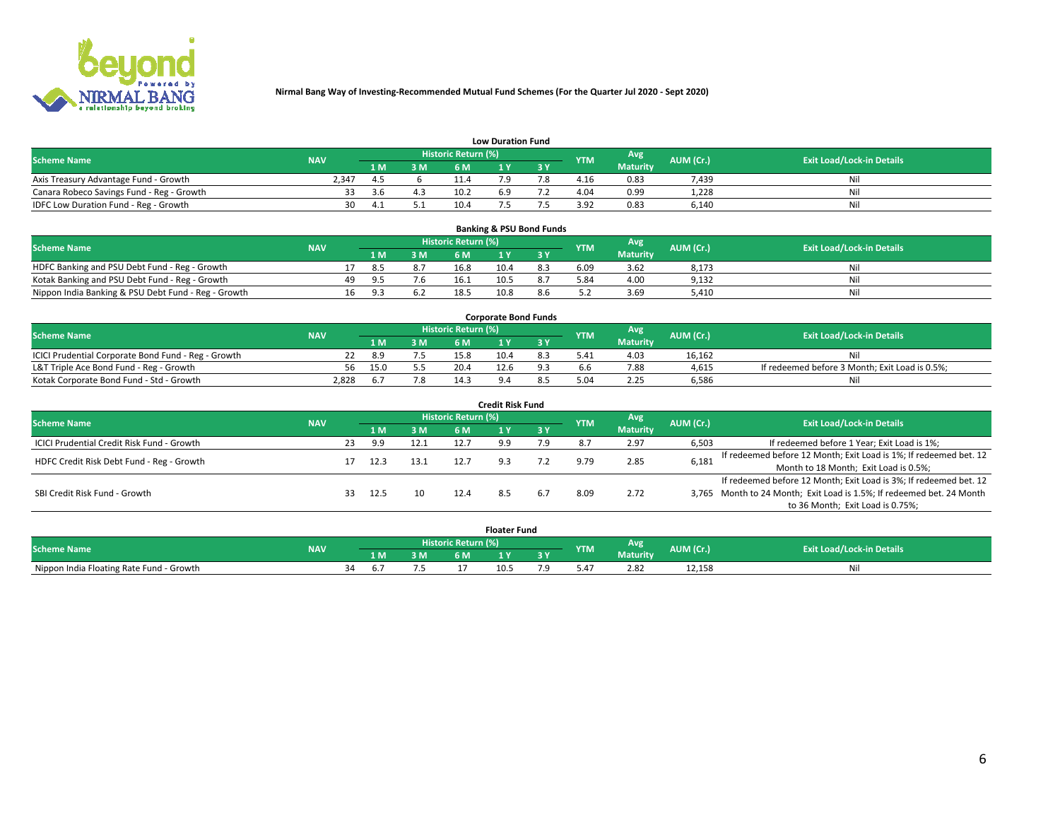Nirmal Bang Way of Investing-Recommended Mutual Fund Schemes (For the Quarter Jul 2020 - Sept 2020)

### Low Duration Fund

| Scheme Name | NAV | Historic Return (%) | | | | | YTM | Avg Maturity | AUM (Cr.) | Exit Load/Lock-in Details |
|---|---|---|---|---|---|---|---|---|---|---|
| | | 1 M | 3 M | 6 M | 1 Y | 3 Y | | | | |
| Axis Treasury Advantage Fund - Growth | 2,347 | 4.5 | 6 | 11.4 | 7.9 | 7.8 | 4.16 | 0.83 | 7,439 | Nil |
| Canara Robeco Savings Fund - Reg - Growth | 33 | 3.6 | 4.3 | 10.2 | 6.9 | 7.2 | 4.04 | 0.99 | 1,228 | Nil |
| IDFC Low Duration Fund - Reg - Growth | 30 | 4.1 | 5.1 | 10.4 | 7.5 | 7.5 | 3.92 | 0.83 | 6,140 | Nil |

### Banking & PSU Bond Funds

| Scheme Name | NAV | Historic Return (%) | | | | | YTM | Avg Maturity | AUM (Cr.) | Exit Load/Lock-in Details |
|---|---|---|---|---|---|---|---|---|---|---|
| | | 1 M | 3 M | 6 M | 1 Y | 3 Y | | | | |
| HDFC Banking and PSU Debt Fund - Reg - Growth | 17 | 8.5 | 8.7 | 16.8 | 10.4 | 8.3 | 6.09 | 3.62 | 8,173 | Nil |
| Kotak Banking and PSU Debt Fund - Reg - Growth | 49 | 9.5 | 7.6 | 16.1 | 10.5 | 8.7 | 5.84 | 4.00 | 9,132 | Nil |
| Nippon India Banking & PSU Debt Fund - Reg - Growth | 16 | 9.3 | 6.2 | 18.5 | 10.8 | 8.6 | 5.2 | 3.69 | 5,410 | Nil |

### Corporate Bond Funds

| Scheme Name | NAV | Historic Return (%) | | | | | YTM | Avg Maturity | AUM (Cr.) | Exit Load/Lock-in Details |
|---|---|---|---|---|---|---|---|---|---|---|
| | | 1 M | 3 M | 6 M | 1 Y | 3 Y | | | | |
| ICICI Prudential Corporate Bond Fund - Reg - Growth | 22 | 8.9 | 7.5 | 15.8 | 10.4 | 8.3 | 5.41 | 4.03 | 16,162 | Nil |
| L&T Triple Ace Bond Fund - Reg - Growth | 56 | 15.0 | 5.5 | 20.4 | 12.6 | 9.3 | 6.6 | 7.88 | 4,615 | If redeemed before 3 Month; Exit Load is 0.5%; |
| Kotak Corporate Bond Fund - Std - Growth | 2,828 | 6.7 | 7.8 | 14.3 | 9.4 | 8.5 | 5.04 | 2.25 | 6,586 | Nil |

### Credit Risk Fund

| Scheme Name | NAV | Historic Return (%) | | | | | YTM | Avg Maturity | AUM (Cr.) | Exit Load/Lock-in Details |
|---|---|---|---|---|---|---|---|---|---|---|
| | | 1 M | 3 M | 6 M | 1 Y | 3 Y | | | | |
| ICICI Prudential Credit Risk Fund - Growth | 23 | 9.9 | 12.1 | 12.7 | 9.9 | 7.9 | 8.7 | 2.97 | 6,503 | If redeemed before 1 Year; Exit Load is 1%; |
| HDFC Credit Risk Debt Fund - Reg - Growth | 17 | 12.3 | 13.1 | 12.7 | 9.3 | 7.2 | 9.79 | 2.85 | 6,181 | If redeemed before 12 Month; Exit Load is 1%; If redeemed bet. 12 Month to 18 Month; Exit Load is 0.5%; |
| SBI Credit Risk Fund - Growth | 33 | 12.5 | 10 | 12.4 | 8.5 | 6.7 | 8.09 | 2.72 | 3,765 | If redeemed before 12 Month; Exit Load is 3%; If redeemed bet. 12 Month to 24 Month; Exit Load is 1.5%; If redeemed bet. 24 Month to 36 Month; Exit Load is 0.75%; |

### Floater Fund

| Scheme Name | NAV | Historic Return (%) | | | | | YTM | Avg Maturity | AUM (Cr.) | Exit Load/Lock-in Details |
|---|---|---|---|---|---|---|---|---|---|---|
| | | 1 M | 3 M | 6 M | 1 Y | 3 Y | | | | |
| Nippon India Floating Rate Fund - Growth | 34 | 6.7 | 7.5 | 17 | 10.5 | 7.9 | 5.47 | 2.82 | 12,158 | Nil |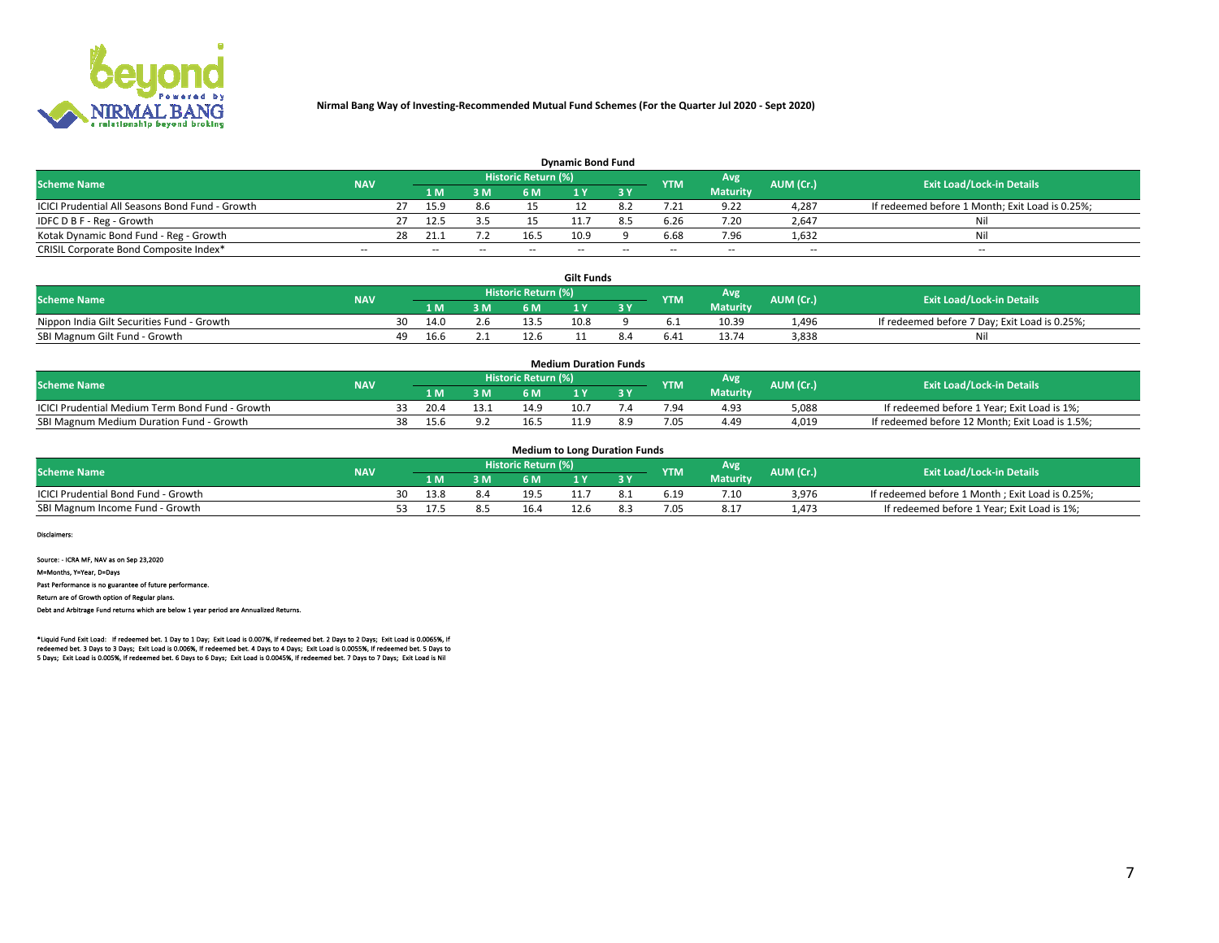**Nirmal Bang Way of Investing-Recommended Mutual Fund Schemes (For the Quarter Jul 2020 - Sept 2020)**

### Dynamic Bond Fund

| Scheme Name | NAV | Historic Return (%) | | | | | YTM | Avg Maturity | AUM (Cr.) | Exit Load/Lock-in Details |
|---|---|---|---|---|---|---|---|---|---|---|
| | | 1 M | 3 M | 6 M | 1 Y | 3 Y | | | | |
| ICICI Prudential All Seasons Bond Fund - Growth | 27 | 15.9 | 8.6 | 15 | 12 | 8.2 | 7.21 | 9.22 | 4,287 | If redeemed before 1 Month; Exit Load is 0.25%; |
| IDFC D B F - Reg - Growth | 27 | 12.5 | 3.5 | 15 | 11.7 | 8.5 | 6.26 | 7.20 | 2,647 | Nil |
| Kotak Dynamic Bond Fund - Reg - Growth | 28 | 21.1 | 7.2 | 16.5 | 10.9 | 9 | 6.68 | 7.96 | 1,632 | Nil |
| CRISIL Corporate Bond Composite Index* | -- | -- | -- | -- | -- | -- | -- | -- | -- | -- |

### Gilt Funds

| Scheme Name | NAV | Historic Return (%) | | | | | YTM | Avg Maturity | AUM (Cr.) | Exit Load/Lock-in Details |
|---|---|---|---|---|---|---|---|---|---|---|
| | | 1 M | 3 M | 6 M | 1 Y | 3 Y | | | | |
| Nippon India Gilt Securities Fund - Growth | 30 | 14.0 | 2.6 | 13.5 | 10.8 | 9 | 6.1 | 10.39 | 1,496 | If redeemed before 7 Day; Exit Load is 0.25%; |
| SBI Magnum Gilt Fund - Growth | 49 | 16.6 | 2.1 | 12.6 | 11 | 8.4 | 6.41 | 13.74 | 3,838 | Nil |

### Medium Duration Funds

| Scheme Name | NAV | Historic Return (%) | | | | | YTM | Avg Maturity | AUM (Cr.) | Exit Load/Lock-in Details |
|---|---|---|---|---|---|---|---|---|---|---|
| | | 1 M | 3 M | 6 M | 1 Y | 3 Y | | | | |
| ICICI Prudential Medium Term Bond Fund - Growth | 33 | 20.4 | 13.1 | 14.9 | 10.7 | 7.4 | 7.94 | 4.93 | 5,088 | If redeemed before 1 Year; Exit Load is 1%; |
| SBI Magnum Medium Duration Fund - Growth | 38 | 15.6 | 9.2 | 16.5 | 11.9 | 8.9 | 7.05 | 4.49 | 4,019 | If redeemed before 12 Month; Exit Load is 1.5%; |

### Medium to Long Duration Funds

| Scheme Name | NAV | Historic Return (%) | | | | | YTM | Avg Maturity | AUM (Cr.) | Exit Load/Lock-in Details |
|---|---|---|---|---|---|---|---|---|---|---|
| | | 1 M | 3 M | 6 M | 1 Y | 3 Y | | | | |
| ICICI Prudential Bond Fund - Growth | 30 | 13.8 | 8.4 | 19.5 | 11.7 | 8.1 | 6.19 | 7.10 | 3,976 | If redeemed before 1 Month ; Exit Load is 0.25%; |
| SBI Magnum Income Fund - Growth | 53 | 17.5 | 8.5 | 16.4 | 12.6 | 8.3 | 7.05 | 8.17 | 1,473 | If redeemed before 1 Year; Exit Load is 1%; |

Disclaimers:

Source: - ICRA MF, NAV as on Sep 23,2020

M=Months, Y=Year, D=Days

Past Performance is no guarantee of future performance.

Return are of Growth option of Regular plans.

Debt and Arbitrage Fund returns which are below 1 year period are Annualized Returns.

*Liquid Fund Exit Load: If redeemed bet. 1 Day to 1 Day; Exit Load is 0.007%, If redeemed bet. 2 Days to 2 Days; Exit Load is 0.0065%, If redeemed bet. 3 Days to 3 Days; Exit Load is 0.006%, If redeemed bet. 4 Days to 4 Days; Exit Load is 0.0055%, If redeemed bet. 5 Days to 5 Days; Exit Load is 0.005%, If redeemed bet. 6 Days to 6 Days; Exit Load is 0.0045%, If redeemed bet. 7 Days to 7 Days; Exit Load is Nil